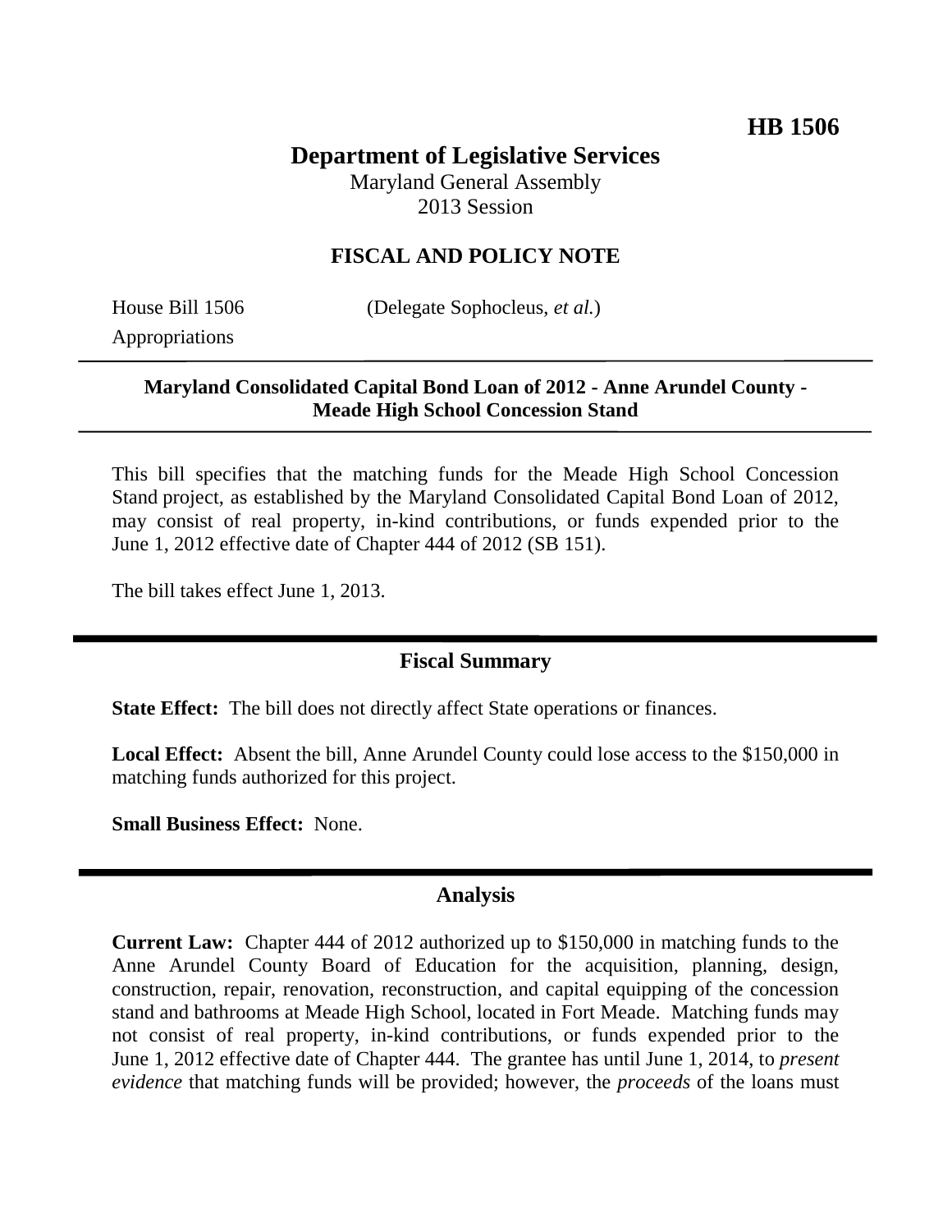**HB 1506**

# Department of Legislative Services

Maryland General Assembly
2013 Session

## FISCAL AND POLICY NOTE

House Bill 1506 (Delegate Sophocleus, *et al.*)
Appropriations

**Maryland Consolidated Capital Bond Loan of 2012 - Anne Arundel County - Meade High School Concession Stand**

This bill specifies that the matching funds for the Meade High School Concession Stand project, as established by the Maryland Consolidated Capital Bond Loan of 2012, may consist of real property, in-kind contributions, or funds expended prior to the June 1, 2012 effective date of Chapter 444 of 2012 (SB 151).

The bill takes effect June 1, 2013.

## Fiscal Summary

**State Effect:** The bill does not directly affect State operations or finances.

**Local Effect:** Absent the bill, Anne Arundel County could lose access to the $150,000 in matching funds authorized for this project.

**Small Business Effect:** None.

## Analysis

**Current Law:** Chapter 444 of 2012 authorized up to $150,000 in matching funds to the Anne Arundel County Board of Education for the acquisition, planning, design, construction, repair, renovation, reconstruction, and capital equipping of the concession stand and bathrooms at Meade High School, located in Fort Meade. Matching funds may not consist of real property, in-kind contributions, or funds expended prior to the June 1, 2012 effective date of Chapter 444. The grantee has until June 1, 2014, to *present evidence* that matching funds will be provided; however, the *proceeds* of the loans must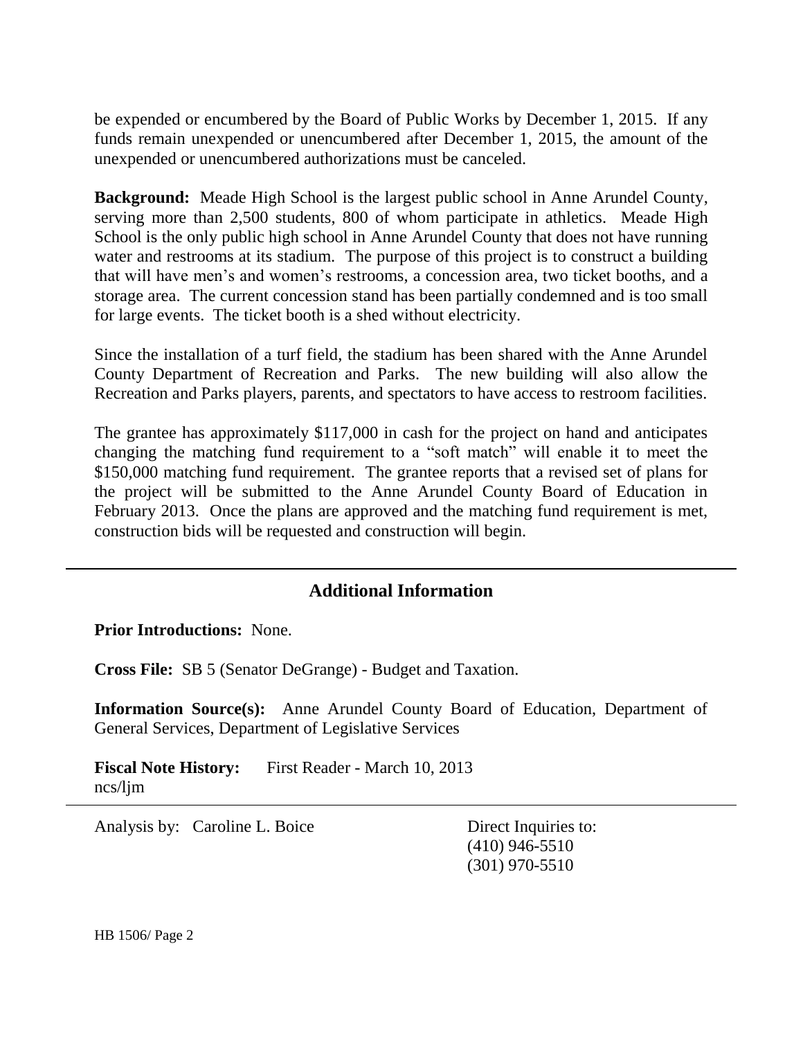be expended or encumbered by the Board of Public Works by December 1, 2015. If any funds remain unexpended or unencumbered after December 1, 2015, the amount of the unexpended or unencumbered authorizations must be canceled.

**Background:** Meade High School is the largest public school in Anne Arundel County, serving more than 2,500 students, 800 of whom participate in athletics. Meade High School is the only public high school in Anne Arundel County that does not have running water and restrooms at its stadium. The purpose of this project is to construct a building that will have men's and women's restrooms, a concession area, two ticket booths, and a storage area. The current concession stand has been partially condemned and is too small for large events. The ticket booth is a shed without electricity.

Since the installation of a turf field, the stadium has been shared with the Anne Arundel County Department of Recreation and Parks. The new building will also allow the Recreation and Parks players, parents, and spectators to have access to restroom facilities.

The grantee has approximately $117,000 in cash for the project on hand and anticipates changing the matching fund requirement to a "soft match" will enable it to meet the $150,000 matching fund requirement. The grantee reports that a revised set of plans for the project will be submitted to the Anne Arundel County Board of Education in February 2013. Once the plans are approved and the matching fund requirement is met, construction bids will be requested and construction will begin.

## Additional Information

**Prior Introductions:** None.

**Cross File:** SB 5 (Senator DeGrange) - Budget and Taxation.

**Information Source(s):** Anne Arundel County Board of Education, Department of General Services, Department of Legislative Services

**Fiscal Note History:** First Reader - March 10, 2013
ncs/ljm

Analysis by: Caroline L. Boice

Direct Inquiries to:
(410) 946-5510
(301) 970-5510